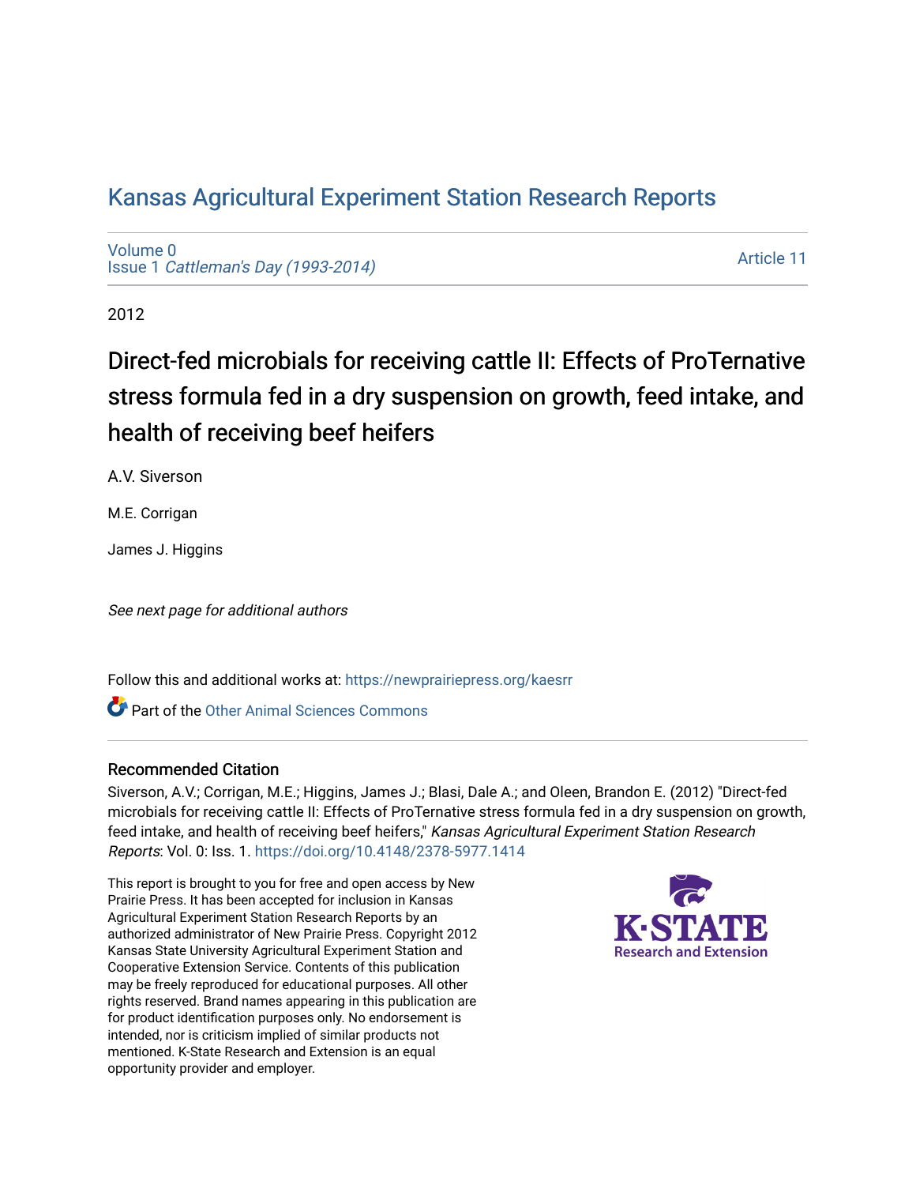# Kansas Agricultural Experiment Station Research Reports

Volume 0
Issue 1 *Cattleman's Day (1993-2014)*

Article 11

2012

## Direct-fed microbials for receiving cattle II: Effects of ProTernative stress formula fed in a dry suspension on growth, feed intake, and health of receiving beef heifers

A.V. Siverson

M.E. Corrigan

James J. Higgins

*See next page for additional authors*

Follow this and additional works at: https://newprairiepress.org/kaesrr

Part of the Other Animal Sciences Commons

### Recommended Citation

Siverson, A.V.; Corrigan, M.E.; Higgins, James J.; Blasi, Dale A.; and Oleen, Brandon E. (2012) "Direct-fed microbials for receiving cattle II: Effects of ProTernative stress formula fed in a dry suspension on growth, feed intake, and health of receiving beef heifers," *Kansas Agricultural Experiment Station Research Reports*: Vol. 0: Iss. 1. https://doi.org/10.4148/2378-5977.1414

This report is brought to you for free and open access by New Prairie Press. It has been accepted for inclusion in Kansas Agricultural Experiment Station Research Reports by an authorized administrator of New Prairie Press. Copyright 2012 Kansas State University Agricultural Experiment Station and Cooperative Extension Service. Contents of this publication may be freely reproduced for educational purposes. All other rights reserved. Brand names appearing in this publication are for product identification purposes only. No endorsement is intended, nor is criticism implied of similar products not mentioned. K-State Research and Extension is an equal opportunity provider and employer.

K-STATE Research and Extension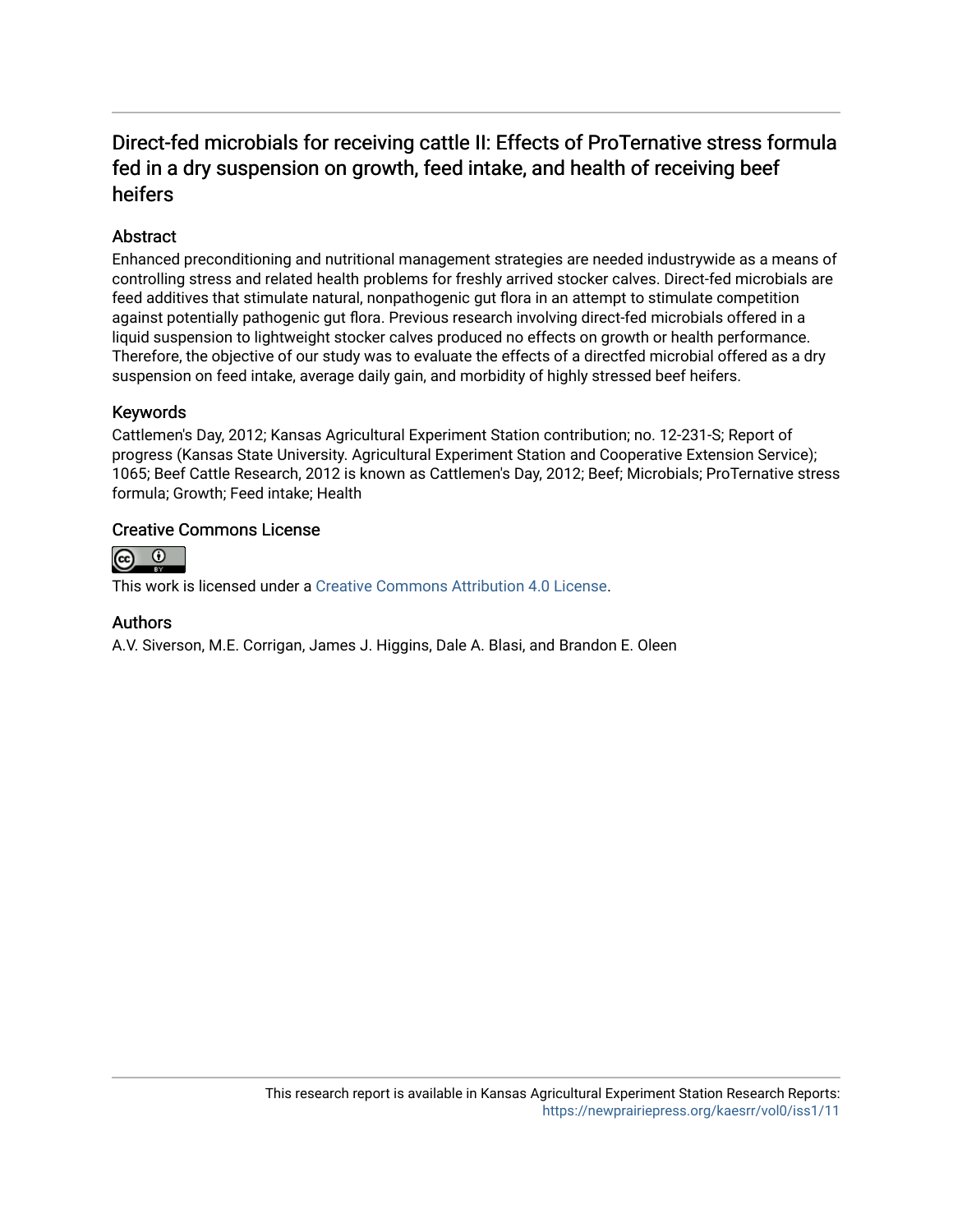# Direct-fed microbials for receiving cattle II: Effects of ProTernative stress formula fed in a dry suspension on growth, feed intake, and health of receiving beef heifers

## Abstract

Enhanced preconditioning and nutritional management strategies are needed industrywide as a means of controlling stress and related health problems for freshly arrived stocker calves. Direct-fed microbials are feed additives that stimulate natural, nonpathogenic gut flora in an attempt to stimulate competition against potentially pathogenic gut flora. Previous research involving direct-fed microbials offered in a liquid suspension to lightweight stocker calves produced no effects on growth or health performance. Therefore, the objective of our study was to evaluate the effects of a directfed microbial offered as a dry suspension on feed intake, average daily gain, and morbidity of highly stressed beef heifers.

## Keywords

Cattlemen's Day, 2012; Kansas Agricultural Experiment Station contribution; no. 12-231-S; Report of progress (Kansas State University. Agricultural Experiment Station and Cooperative Extension Service); 1065; Beef Cattle Research, 2012 is known as Cattlemen's Day, 2012; Beef; Microbials; ProTernative stress formula; Growth; Feed intake; Health

## Creative Commons License

This work is licensed under a Creative Commons Attribution 4.0 License.

## Authors

A.V. Siverson, M.E. Corrigan, James J. Higgins, Dale A. Blasi, and Brandon E. Oleen

This research report is available in Kansas Agricultural Experiment Station Research Reports: https://newprairiepress.org/kaesrr/vol0/iss1/11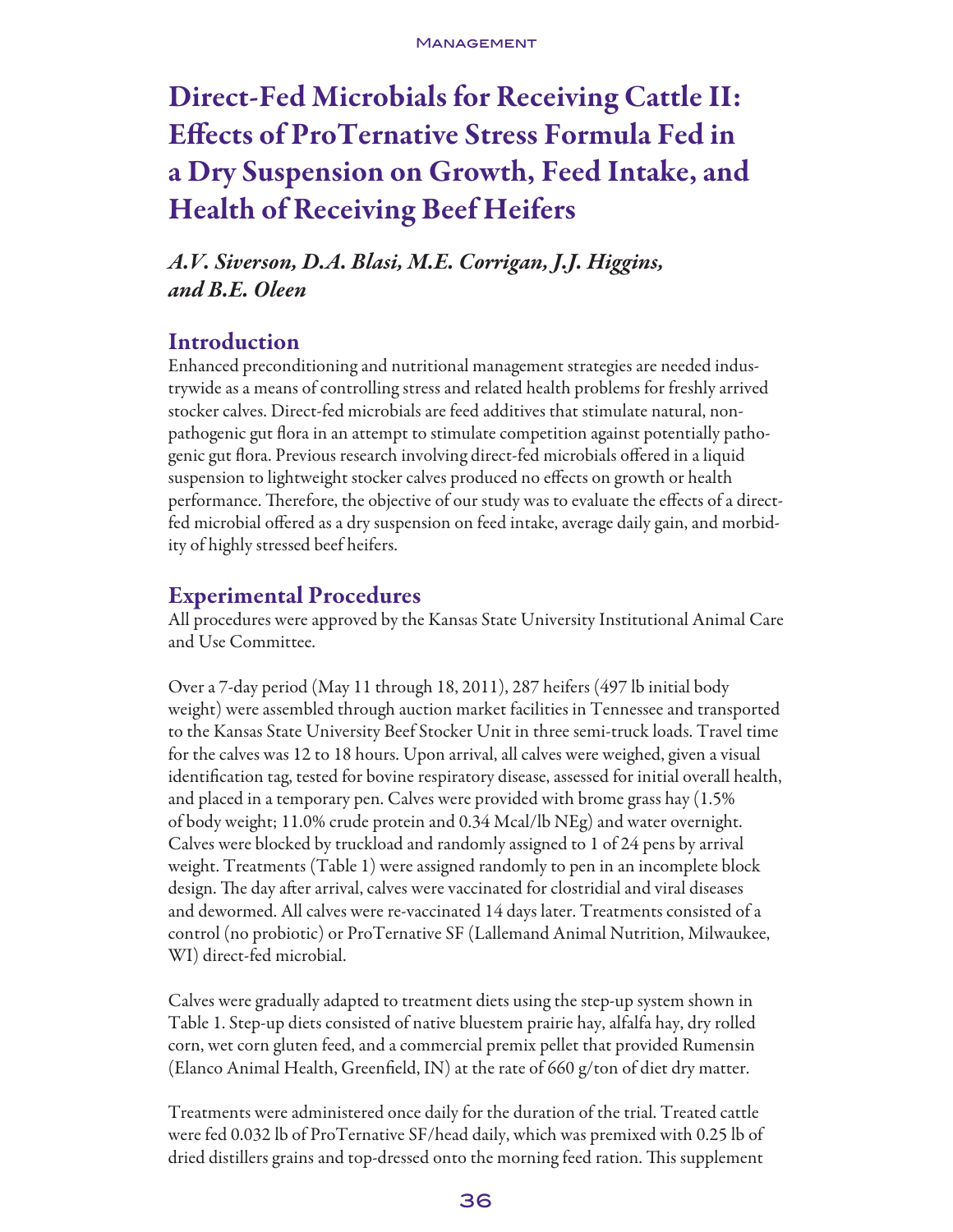# Direct-Fed Microbials for Receiving Cattle II: Effects of ProTernative Stress Formula Fed in a Dry Suspension on Growth, Feed Intake, and Health of Receiving Beef Heifers

*A.V. Siverson, D.A. Blasi, M.E. Corrigan, J.J. Higgins, and B.E. Oleen*

## Introduction

Enhanced preconditioning and nutritional management strategies are needed industrywide as a means of controlling stress and related health problems for freshly arrived stocker calves. Direct-fed microbials are feed additives that stimulate natural, nonpathogenic gut flora in an attempt to stimulate competition against potentially pathogenic gut flora. Previous research involving direct-fed microbials offered in a liquid suspension to lightweight stocker calves produced no effects on growth or health performance. Therefore, the objective of our study was to evaluate the effects of a direct-fed microbial offered as a dry suspension on feed intake, average daily gain, and morbidity of highly stressed beef heifers.

## Experimental Procedures

All procedures were approved by the Kansas State University Institutional Animal Care and Use Committee.

Over a 7-day period (May 11 through 18, 2011), 287 heifers (497 lb initial body weight) were assembled through auction market facilities in Tennessee and transported to the Kansas State University Beef Stocker Unit in three semi-truck loads. Travel time for the calves was 12 to 18 hours. Upon arrival, all calves were weighed, given a visual identification tag, tested for bovine respiratory disease, assessed for initial overall health, and placed in a temporary pen. Calves were provided with brome grass hay (1.5% of body weight; 11.0% crude protein and 0.34 Mcal/lb NEg) and water overnight. Calves were blocked by truckload and randomly assigned to 1 of 24 pens by arrival weight. Treatments (Table 1) were assigned randomly to pen in an incomplete block design. The day after arrival, calves were vaccinated for clostridial and viral diseases and dewormed. All calves were re-vaccinated 14 days later. Treatments consisted of a control (no probiotic) or ProTernative SF (Lallemand Animal Nutrition, Milwaukee, WI) direct-fed microbial.

Calves were gradually adapted to treatment diets using the step-up system shown in Table 1. Step-up diets consisted of native bluestem prairie hay, alfalfa hay, dry rolled corn, wet corn gluten feed, and a commercial premix pellet that provided Rumensin (Elanco Animal Health, Greenfield, IN) at the rate of 660 g/ton of diet dry matter.

Treatments were administered once daily for the duration of the trial. Treated cattle were fed 0.032 lb of ProTernative SF/head daily, which was premixed with 0.25 lb of dried distillers grains and top-dressed onto the morning feed ration. This supplement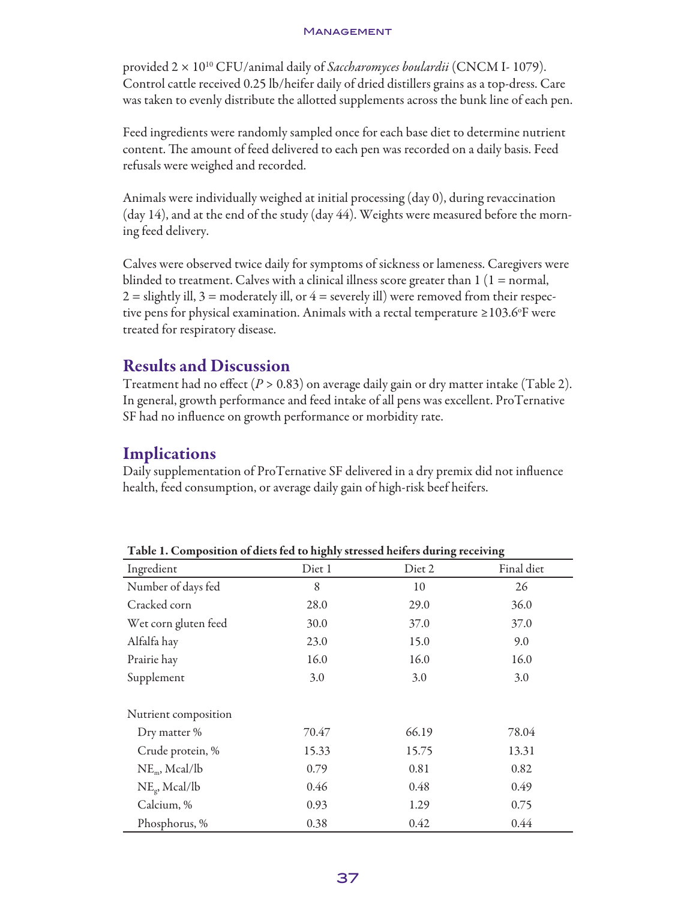provided $2 \times 10^{10}$ CFU/animal daily of *Saccharomyces boulardii* (CNCM I- 1079). Control cattle received 0.25 lb/heifer daily of dried distillers grains as a top-dress. Care was taken to evenly distribute the allotted supplements across the bunk line of each pen.

Feed ingredients were randomly sampled once for each base diet to determine nutrient content. The amount of feed delivered to each pen was recorded on a daily basis. Feed refusals were weighed and recorded.

Animals were individually weighed at initial processing (day 0), during revaccination (day 14), and at the end of the study (day 44). Weights were measured before the morning feed delivery.

Calves were observed twice daily for symptoms of sickness or lameness. Caregivers were blinded to treatment. Calves with a clinical illness score greater than 1 (1 = normal, 2 = slightly ill, 3 = moderately ill, or 4 = severely ill) were removed from their respective pens for physical examination. Animals with a rectal temperature ≥103.6°F were treated for respiratory disease.

## Results and Discussion

Treatment had no effect ($P > 0.83$) on average daily gain or dry matter intake (Table 2). In general, growth performance and feed intake of all pens was excellent. ProTernative SF had no influence on growth performance or morbidity rate.

## Implications

Daily supplementation of ProTernative SF delivered in a dry premix did not influence health, feed consumption, or average daily gain of high-risk beef heifers.

**Table 1. Composition of diets fed to highly stressed heifers during receiving**

| Ingredient | Diet 1 | Diet 2 | Final diet |
|---|---|---|---|
| Number of days fed | 8 | 10 | 26 |
| Cracked corn | 28.0 | 29.0 | 36.0 |
| Wet corn gluten feed | 30.0 | 37.0 | 37.0 |
| Alfalfa hay | 23.0 | 15.0 | 9.0 |
| Prairie hay | 16.0 | 16.0 | 16.0 |
| Supplement | 3.0 | 3.0 | 3.0 |
| | | | |
| Nutrient composition | | | |
| Dry matter % | 70.47 | 66.19 | 78.04 |
| Crude protein, % | 15.33 | 15.75 | 13.31 |
| $NE_m$, Mcal/lb | 0.79 | 0.81 | 0.82 |
| $NE_g$, Mcal/lb | 0.46 | 0.48 | 0.49 |
| Calcium, % | 0.93 | 1.29 | 0.75 |
| Phosphorus, % | 0.38 | 0.42 | 0.44 |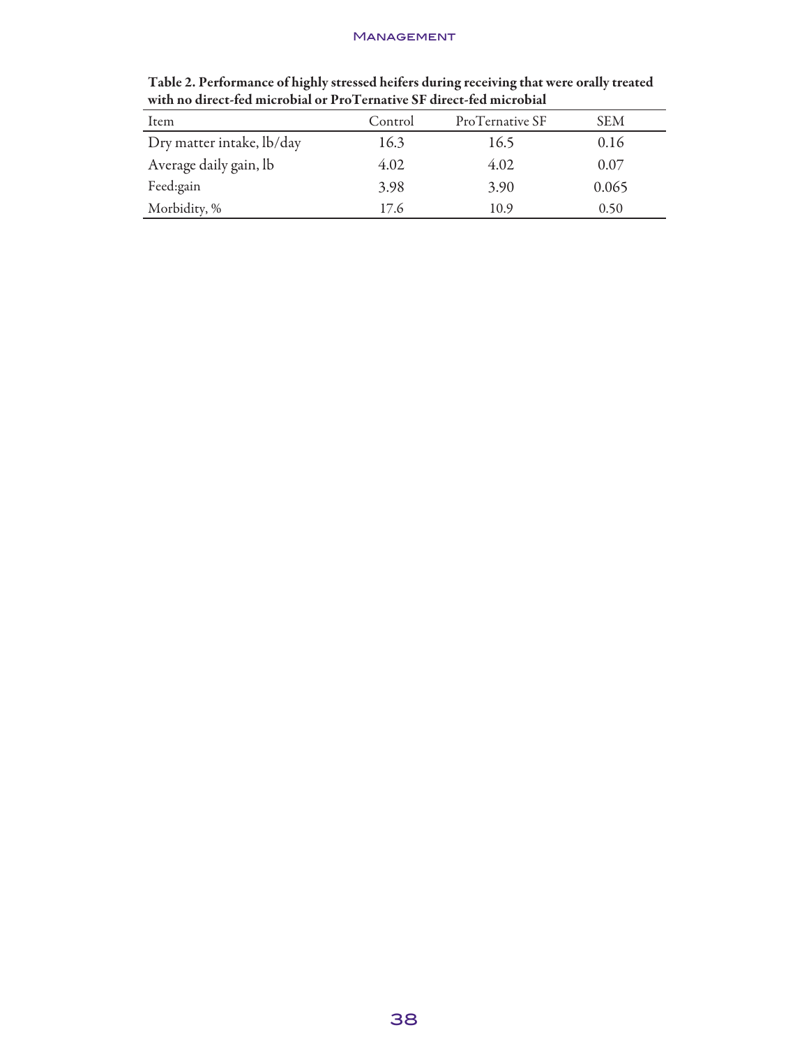**Table 2. Performance of highly stressed heifers during receiving that were orally treated with no direct-fed microbial or ProTernative SF direct-fed microbial**

| Item | Control | ProTernative SF | SEM |
|---|---|---|---|
| Dry matter intake, lb/day | 16.3 | 16.5 | 0.16 |
| Average daily gain, lb | 4.02 | 4.02 | 0.07 |
| Feed:gain | 3.98 | 3.90 | 0.065 |
| Morbidity, % | 17.6 | 10.9 | 0.50 |